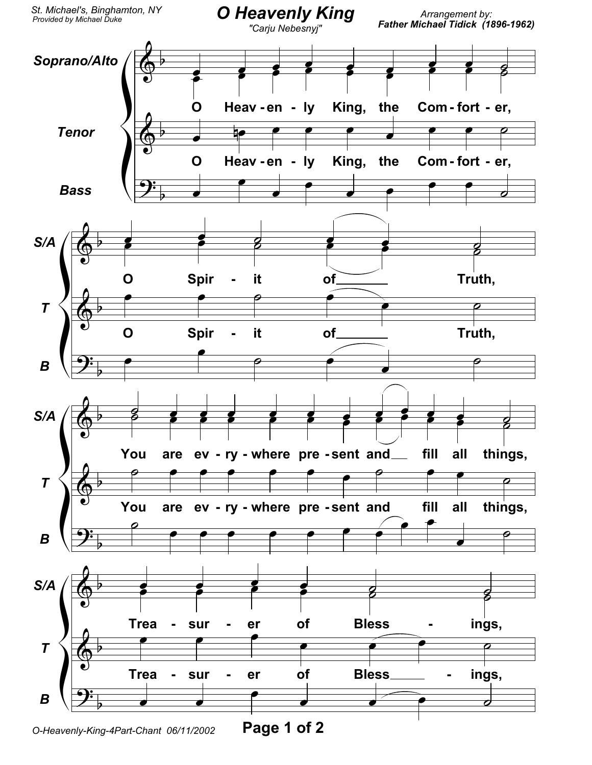St. Michael's, Binghamton, NY
Provided by Michael Duke

# O Heavenly King

"Carju Nebesnyj"

Arrangement by:
**Father Michael Tidick (1896-1962)**

Soprano/Alto
Tenor
Bass

O Heav - en - ly King, the Com - fort - er,

O Spir - it of Truth,

You are ev - ry - where pre - sent and fill all things,

Trea - sur - er of Bless - ings,

O-Heavenly-King-4Part-Chant 06/11/2002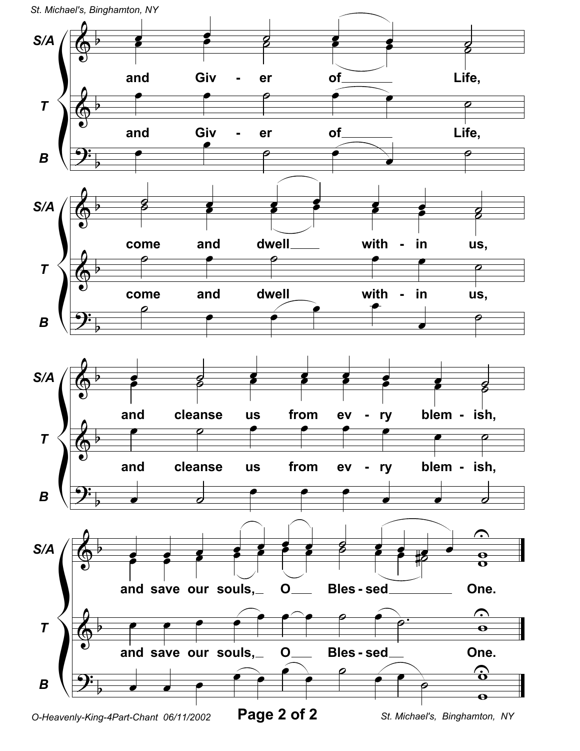S/A: and Giv - er of Life,

T: and Giv - er of Life,

B

S/A: come and dwell with - in us,

T: come and dwell with - in us,

B

S/A: and cleanse us from ev - ry blem - ish,

T: and cleanse us from ev - ry blem - ish,

B

S/A: and save our souls, O Bles - sed One.

T: and save our souls, O Bles - sed One.

B